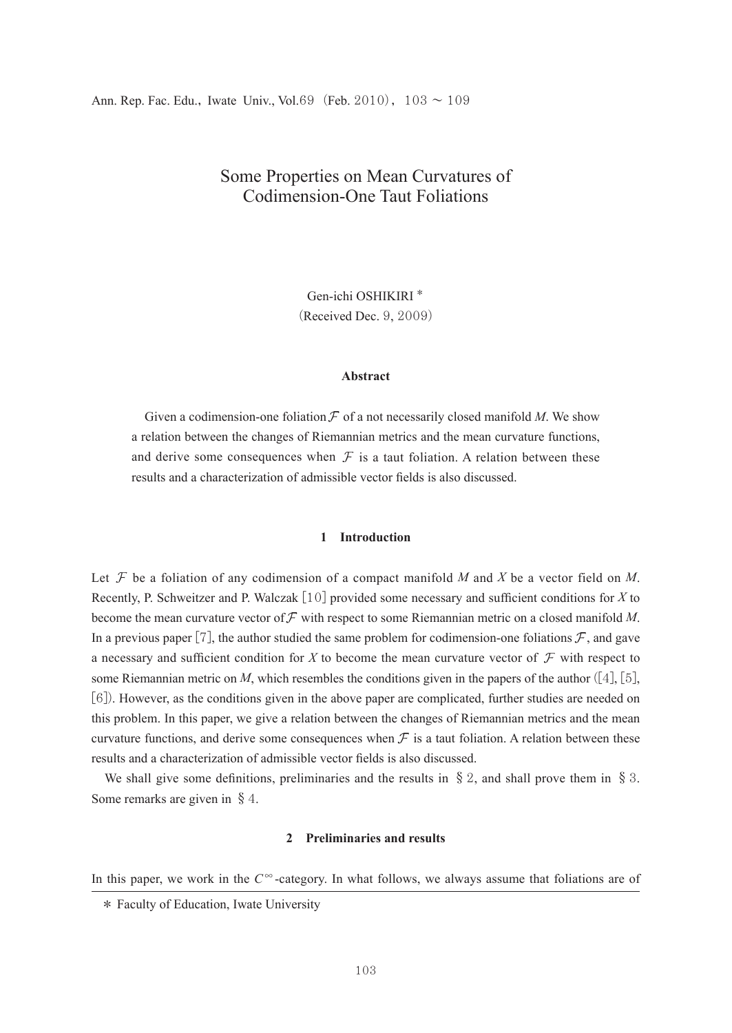# Some Properties on Mean Curvatures of Codimension-One Taut Foliations

Gen-ichi OSHIKIRI *

(Received Dec. 9, 2009)

### Abstract

Given a codimension-one foliation $\mathcal{F}$ of a not necessarily closed manifold *M*. We show a relation between the changes of Riemannian metrics and the mean curvature functions, and derive some consequences when $\mathcal{F}$ is a taut foliation. A relation between these results and a characterization of admissible vector fields is also discussed.

## 1 Introduction

Let $\mathcal{F}$ be a foliation of any codimension of a compact manifold *M* and *X* be a vector field on *M*. Recently, P. Schweitzer and P. Walczak [10] provided some necessary and sufficient conditions for *X* to become the mean curvature vector of $\mathcal{F}$ with respect to some Riemannian metric on a closed manifold *M*. In a previous paper [7], the author studied the same problem for codimension-one foliations $\mathcal{F}$, and gave a necessary and sufficient condition for *X* to become the mean curvature vector of $\mathcal{F}$ with respect to some Riemannian metric on *M*, which resembles the conditions given in the papers of the author ([4], [5], [6]). However, as the conditions given in the above paper are complicated, further studies are needed on this problem. In this paper, we give a relation between the changes of Riemannian metrics and the mean curvature functions, and derive some consequences when $\mathcal{F}$ is a taut foliation. A relation between these results and a characterization of admissible vector fields is also discussed.

We shall give some definitions, preliminaries and the results in § 2, and shall prove them in § 3. Some remarks are given in § 4.

## 2 Preliminaries and results

In this paper, we work in the $C^{\infty}$-category. In what follows, we always assume that foliations are of

---

* Faculty of Education, Iwate University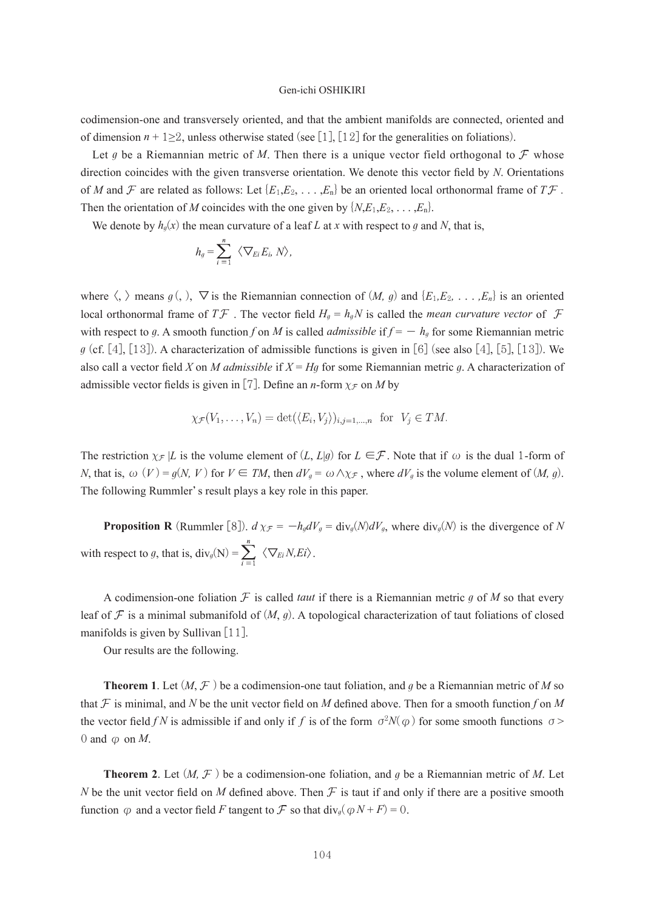codimension-one and transversely oriented, and that the ambient manifolds are connected, oriented and of dimension $n+1 \geq 2$, unless otherwise stated (see [1], [12] for the generalities on foliations).

Let $g$ be a Riemannian metric of $M$. Then there is a unique vector field orthogonal to $\mathcal{F}$ whose direction coincides with the given transverse orientation. We denote this vector field by $N$. Orientations of $M$ and $\mathcal{F}$ are related as follows: Let $\{E_1, E_2, \ldots, E_n\}$ be an oriented local orthonormal frame of $T\mathcal{F}$. Then the orientation of $M$ coincides with the one given by $\{N, E_1, E_2, \ldots, E_n\}$.

We denote by $h_g(x)$ the mean curvature of a leaf $L$ at $x$ with respect to $g$ and $N$, that is,

$$h_g = \sum_{i=1}^{n} \langle \nabla_{E_i} E_i, N \rangle,$$

where $\langle , \rangle$ means $g( , )$, $\nabla$ is the Riemannian connection of $(M, g)$ and $\{E_1, E_2, \ldots, E_n\}$ is an oriented local orthonormal frame of $T\mathcal{F}$. The vector field $H_g = h_g N$ is called the *mean curvature vector* of $\mathcal{F}$ with respect to $g$. A smooth function $f$ on $M$ is called *admissible* if $f = -h_g$ for some Riemannian metric $g$ (cf. [4], [13]). A characterization of admissible functions is given in [6] (see also [4], [5], [13]). We also call a vector field $X$ on $M$ *admissible* if $X = Hg$ for some Riemannian metric $g$. A characterization of admissible vector fields is given in [7]. Define an $n$-form $\chi_{\mathcal{F}}$ on $M$ by

$$\chi_{\mathcal{F}}(V_1, \ldots, V_n) = \det(\langle E_i, V_j \rangle)_{i,j=1,\ldots,n} \quad \text{for} \quad V_j \in TM.$$

The restriction $\chi_{\mathcal{F}}|L$ is the volume element of $(L, L|g)$ for $L \in \mathcal{F}$. Note that if $\omega$ is the dual 1-form of $N$, that is, $\omega(V) = g(N, V)$ for $V \in TM$, then $dV_g = \omega \wedge \chi_{\mathcal{F}}$, where $dV_g$ is the volume element of $(M, g)$. The following Rummler's result plays a key role in this paper.

**Proposition R** (Rummler [8]). $d\chi_{\mathcal{F}} = -h_g dV_g = \mathrm{div}_g(N) dV_g$, where $\mathrm{div}_g(N)$ is the divergence of $N$ with respect to $g$, that is, $\mathrm{div}_g(N) = \sum_{i=1}^{n} \langle \nabla_{E_i} N, E_i \rangle$.

A codimension-one foliation $\mathcal{F}$ is called *taut* if there is a Riemannian metric $g$ of $M$ so that every leaf of $\mathcal{F}$ is a minimal submanifold of $(M, g)$. A topological characterization of taut foliations of closed manifolds is given by Sullivan [11].

Our results are the following.

**Theorem 1**. Let $(M, \mathcal{F})$ be a codimension-one taut foliation, and $g$ be a Riemannian metric of $M$ so that $\mathcal{F}$ is minimal, and $N$ be the unit vector field on $M$ defined above. Then for a smooth function $f$ on $M$ the vector field $fN$ is admissible if and only if $f$ is of the form $\sigma^2 N(\varphi)$ for some smooth functions $\sigma > 0$ and $\varphi$ on $M$.

**Theorem 2**. Let $(M, \mathcal{F})$ be a codimension-one foliation, and $g$ be a Riemannian metric of $M$. Let $N$ be the unit vector field on $M$ defined above. Then $\mathcal{F}$ is taut if and only if there are a positive smooth function $\varphi$ and a vector field $F$ tangent to $\mathcal{F}$ so that $\mathrm{div}_g(\varphi N + F) = 0$.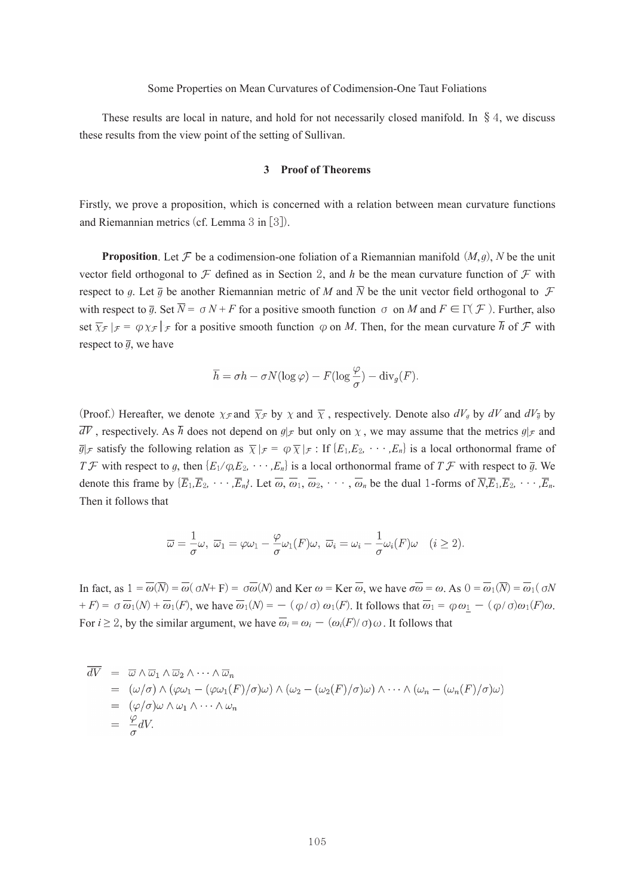These results are local in nature, and hold for not necessarily closed manifold. In § 4, we discuss these results from the view point of the setting of Sullivan.

## 3 Proof of Theorems

Firstly, we prove a proposition, which is concerned with a relation between mean curvature functions and Riemannian metrics (cf. Lemma 3 in [3]).

**Proposition**. Let $\mathcal{F}$ be a codimension-one foliation of a Riemannian manifold $(M, g)$, $N$ be the unit vector field orthogonal to $\mathcal{F}$ defined as in Section 2, and $h$ be the mean curvature function of $\mathcal{F}$ with respect to $g$. Let $\overline{g}$ be another Riemannian metric of $M$ and $\overline{N}$ be the unit vector field orthogonal to $\mathcal{F}$ with respect to $\overline{g}$. Set $\overline{N} = \sigma N + F$ for a positive smooth function $\sigma$ on $M$ and $F \in \Gamma(\mathcal{F})$. Further, also set $\overline{\chi_{\mathcal{F}}}|_{\mathcal{F}} = \varphi \chi_{\mathcal{F}}|_{\mathcal{F}}$ for a positive smooth function $\varphi$ on $M$. Then, for the mean curvature $\overline{h}$ of $\mathcal{F}$ with respect to $\overline{g}$, we have

$$\overline{h} = \sigma h - \sigma N(\log \varphi) - F(\log \frac{\varphi}{\sigma}) - \mathrm{div}_g(F).$$

(Proof.) Hereafter, we denote $\chi_{\mathcal{F}}$ and $\overline{\chi_{\mathcal{F}}}$ by $\chi$ and $\overline{\chi}$, respectively. Denote also $dV_g$ by $dV$ and $dV_{\overline{g}}$ by $\overline{dV}$, respectively. As $\overline{h}$ does not depend on $g|_{\mathcal{F}}$ but only on $\chi$, we may assume that the metrics $g|_{\mathcal{F}}$ and $\overline{g}|_{\mathcal{F}}$ satisfy the following relation as $\overline{\chi}|_{\mathcal{F}} = \varphi \overline{\chi}|_{\mathcal{F}}$ : If $\{E_1, E_2, \cdots, E_n\}$ is a local orthonormal frame of $T\mathcal{F}$ with respect to $g$, then $\{E_1/\varphi, E_2, \cdots, E_n\}$ is a local orthonormal frame of $T\mathcal{F}$ with respect to $\overline{g}$. We denote this frame by $\{\overline{E}_1, \overline{E}_2, \cdots, \overline{E}_n\}$. Let $\overline{\omega}, \overline{\omega}_1, \overline{\omega}_2, \cdots, \overline{\omega}_n$ be the dual 1-forms of $\overline{N}, \overline{E}_1, \overline{E}_2, \cdots, \overline{E}_n$. Then it follows that

$$\overline{\omega} = \frac{1}{\sigma}\omega, \ \overline{\omega}_1 = \varphi\omega_1 - \frac{\varphi}{\sigma}\omega_1(F)\omega, \ \overline{\omega}_i = \omega_i - \frac{1}{\sigma}\omega_i(F)\omega \quad (i \geq 2).$$

In fact, as $1 = \overline{\omega}(\overline{N}) = \overline{\omega}(\sigma N + F) = \sigma\overline{\omega}(N)$ and Ker $\omega$ = Ker $\overline{\omega}$, we have $\sigma\overline{\omega} = \omega$. As $0 = \overline{\omega}_1(\overline{N}) = \overline{\omega}_1(\sigma N + F) = \sigma\,\overline{\omega}_1(N) + \overline{\omega}_1(F)$, we have $\overline{\omega}_1(N) = -(\varphi/\sigma)\,\omega_1(F)$. It follows that $\overline{\omega}_1 = \varphi\omega_1 - (\varphi/\sigma)\omega_1(F)\omega$. For $i \geq 2$, by the similar argument, we have $\overline{\omega}_i = \omega_i - (\omega_i(F)/\sigma)\,\omega$. It follows that

$$\begin{aligned}
\overline{dV} &= \overline{\omega} \wedge \overline{\omega}_1 \wedge \overline{\omega}_2 \wedge \cdots \wedge \overline{\omega}_n \\
&= (\omega/\sigma) \wedge (\varphi\omega_1 - (\varphi\omega_1(F)/\sigma)\omega) \wedge (\omega_2 - (\omega_2(F)/\sigma)\omega) \wedge \cdots \wedge (\omega_n - (\omega_n(F)/\sigma)\omega) \\
&= (\varphi/\sigma)\omega \wedge \omega_1 \wedge \cdots \wedge \omega_n \\
&= \frac{\varphi}{\sigma} dV.
\end{aligned}$$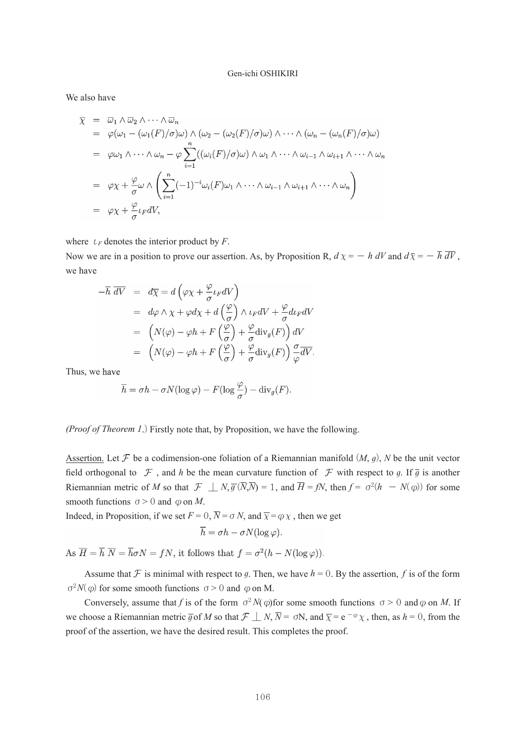We also have

$$
\begin{aligned}
\overline{\chi} &= \overline{\omega}_1 \wedge \overline{\omega}_2 \wedge \cdots \wedge \overline{\omega}_n \\
&= \varphi(\omega_1 - (\omega_1(F)/\sigma)\omega) \wedge (\omega_2 - (\omega_2(F)/\sigma)\omega) \wedge \cdots \wedge (\omega_n - (\omega_n(F)/\sigma)\omega) \\
&= \varphi\omega_1 \wedge \cdots \wedge \omega_n - \varphi \sum_{i=1}^{n} ((\omega_i(F)/\sigma)\omega) \wedge \omega_1 \wedge \cdots \wedge \omega_{i-1} \wedge \omega_{i+1} \wedge \cdots \wedge \omega_n \\
&= \varphi\chi + \frac{\varphi}{\sigma}\omega \wedge \left( \sum_{i=1}^{n} (-1)^{-i} \omega_i(F) \omega_1 \wedge \cdots \wedge \omega_{i-1} \wedge \omega_{i+1} \wedge \cdots \wedge \omega_n \right) \\
&= \varphi\chi + \frac{\varphi}{\sigma}\iota_F dV,
\end{aligned}
$$

where $\iota_F$ denotes the interior product by $F$.

Now we are in a position to prove our assertion. As, by Proposition R, $d\chi = -h\, dV$ and $d\overline{\chi} = -\overline{h}\, \overline{dV}$, we have

$$
\begin{aligned}
-\overline{h}\, \overline{dV} &= d\overline{\chi} = d\left(\varphi\chi + \frac{\varphi}{\sigma}\iota_F dV\right) \\
&= d\varphi \wedge \chi + \varphi d\chi + d\left(\frac{\varphi}{\sigma}\right) \wedge \iota_F dV + \frac{\varphi}{\sigma} d\iota_F dV \\
&= \left(N(\varphi) - \varphi h + F\left(\frac{\varphi}{\sigma}\right) + \frac{\varphi}{\sigma}\mathrm{div}_g(F)\right) dV \\
&= \left(N(\varphi) - \varphi h + F\left(\frac{\varphi}{\sigma}\right) + \frac{\varphi}{\sigma}\mathrm{div}_g(F)\right) \frac{\sigma}{\varphi}\overline{dV}.
\end{aligned}
$$

Thus, we have

$$
\overline{h} = \sigma h - \sigma N(\log \varphi) - F(\log \frac{\varphi}{\sigma}) - \mathrm{div}_g(F).
$$

*(Proof of Theorem 1.)* Firstly note that, by Proposition, we have the following.

Assertion. Let $\mathcal{F}$ be a codimension-one foliation of a Riemannian manifold $(M, g)$, $N$ be the unit vector field orthogonal to $\mathcal{F}$, and $h$ be the mean curvature function of $\mathcal{F}$ with respect to $g$. If $\overline{g}$ is another Riemannian metric of $M$ so that $\mathcal{F} \perp N, \overline{g}(\overline{N}, \overline{N}) = 1$, and $\overline{H} = fN$, then $f = \sigma^2(h - N(\varphi))$ for some smooth functions $\sigma > 0$ and $\varphi$ on $M$.

Indeed, in Proposition, if we set $F = 0$, $\overline{N} = \sigma N$, and $\overline{\chi} = \varphi\chi$, then we get

$$
\overline{h} = \sigma h - \sigma N(\log \varphi).
$$

As $\overline{H} = \overline{h}\,\overline{N} = \overline{h}\sigma N = fN$, it follows that $f = \sigma^2(h - N(\log \varphi))$.

Assume that $\mathcal{F}$ is minimal with respect to $g$. Then, we have $h = 0$. By the assertion, $f$ is of the form $\sigma^2 N(\varphi)$ for some smooth functions $\sigma > 0$ and $\varphi$ on M.

Conversely, assume that $f$ is of the form $\sigma^2 N(\varphi)$for some smooth functions $\sigma > 0$ and $\varphi$ on $M$. If we choose a Riemannian metric $\overline{g}$ of $M$ so that $\mathcal{F} \perp N$, $\overline{N} = \sigma$N, and $\overline{\chi} = e^{-\varphi}\chi$, then, as $h = 0$, from the proof of the assertion, we have the desired result. This completes the proof.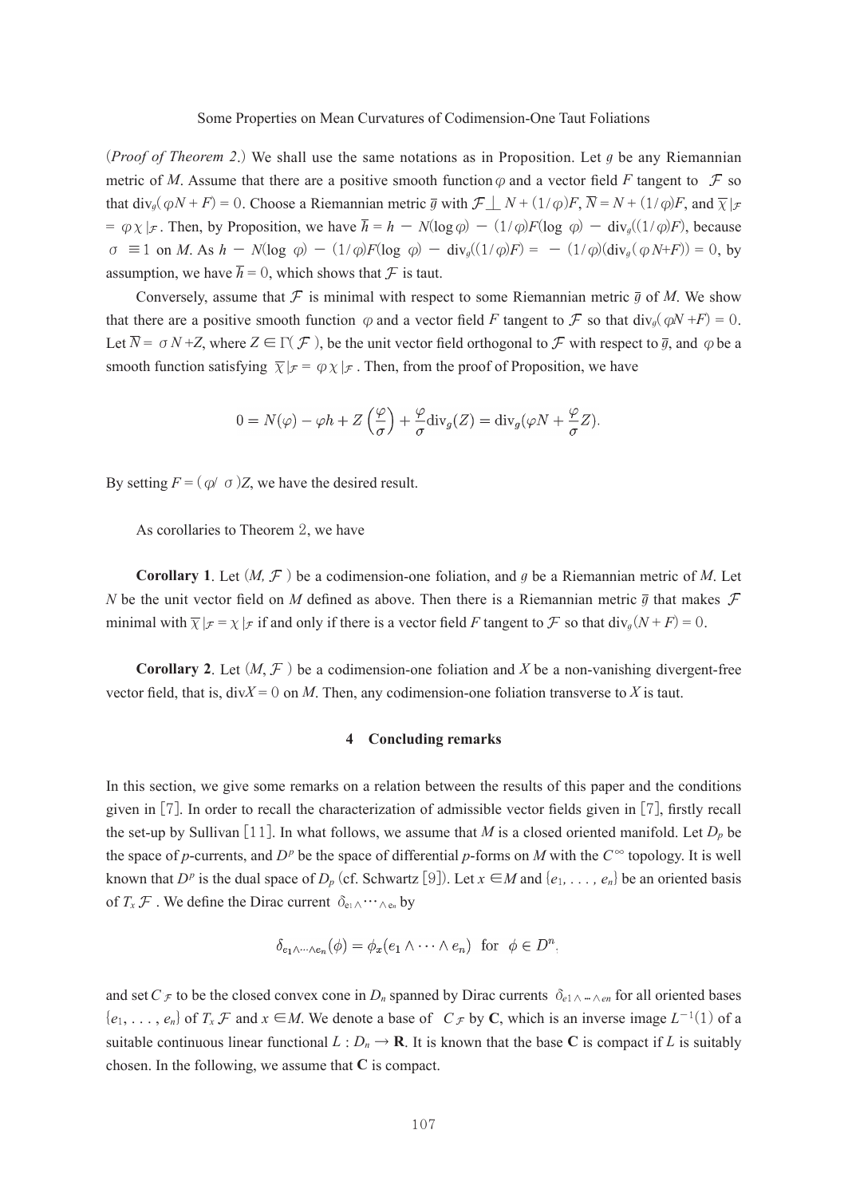(*Proof of Theorem 2.*) We shall use the same notations as in Proposition. Let $g$ be any Riemannian metric of $M$. Assume that there are a positive smooth function $\varphi$ and a vector field $F$ tangent to $\mathcal{F}$ so that $\mathrm{div}_g(\varphi N + F) = 0$. Choose a Riemannian metric $\bar{g}$ with $\mathcal{F} \perp N + (1/\varphi)F$, $\bar{N} = N + (1/\varphi)F$, and $\bar{\chi}|_{\mathcal{F}} = \varphi\chi|_{\mathcal{F}}$. Then, by Proposition, we have $\bar{h} = h - N(\log\varphi) - (1/\varphi)F(\log\varphi) - \mathrm{div}_g((1/\varphi)F)$, because $\sigma \equiv 1$ on $M$. As $h - N(\log\varphi) - (1/\varphi)F(\log\varphi) - \mathrm{div}_g((1/\varphi)F) = -(1/\varphi)(\mathrm{div}_g(\varphi N{+}F)) = 0$, by assumption, we have $\bar{h} = 0$, which shows that $\mathcal{F}$ is taut.

Conversely, assume that $\mathcal{F}$ is minimal with respect to some Riemannian metric $\bar{g}$ of $M$. We show that there are a positive smooth function $\varphi$ and a vector field $F$ tangent to $\mathcal{F}$ so that $\mathrm{div}_g(\varphi N + F) = 0$. Let $\bar{N} = \sigma N + Z$, where $Z \in \Gamma(\mathcal{F})$, be the unit vector field orthogonal to $\mathcal{F}$ with respect to $\bar{g}$, and $\varphi$ be a smooth function satisfying $\bar{\chi}|_{\mathcal{F}} = \varphi\chi|_{\mathcal{F}}$. Then, from the proof of Proposition, we have

$$0 = N(\varphi) - \varphi h + Z\left(\frac{\varphi}{\sigma}\right) + \frac{\varphi}{\sigma}\mathrm{div}_g(Z) = \mathrm{div}_g(\varphi N + \frac{\varphi}{\sigma}Z).$$

By setting $F = (\varphi/\sigma)Z$, we have the desired result.

As corollaries to Theorem 2, we have

**Corollary 1**. Let $(M, \mathcal{F})$ be a codimension-one foliation, and $g$ be a Riemannian metric of $M$. Let $N$ be the unit vector field on $M$ defined as above. Then there is a Riemannian metric $\bar{g}$ that makes $\mathcal{F}$ minimal with $\bar{\chi}|_{\mathcal{F}} = \chi|_{\mathcal{F}}$ if and only if there is a vector field $F$ tangent to $\mathcal{F}$ so that $\mathrm{div}_g(N + F) = 0$.

**Corollary 2**. Let $(M, \mathcal{F})$ be a codimension-one foliation and $X$ be a non-vanishing divergent-free vector field, that is, $\mathrm{div}X = 0$ on $M$. Then, any codimension-one foliation transverse to $X$ is taut.

## 4 Concluding remarks

In this section, we give some remarks on a relation between the results of this paper and the conditions given in [7]. In order to recall the characterization of admissible vector fields given in [7], firstly recall the set-up by Sullivan [11]. In what follows, we assume that $M$ is a closed oriented manifold. Let $D_p$ be the space of $p$-currents, and $D^p$ be the space of differential $p$-forms on $M$ with the $C^\infty$ topology. It is well known that $D^p$ is the dual space of $D_p$ (cf. Schwartz [9]). Let $x \in M$ and $\{e_1, \ldots, e_n\}$ be an oriented basis of $T_x\mathcal{F}$. We define the Dirac current $\delta_{e_1\wedge\cdots\wedge e_n}$ by

$$\delta_{e_1\wedge\cdots\wedge e_n}(\phi) = \phi_x(e_1 \wedge \cdots \wedge e_n) \quad \text{for} \quad \phi \in D^n,$$

and set $C_{\mathcal{F}}$ to be the closed convex cone in $D_n$ spanned by Dirac currents $\delta_{e_1\wedge\cdots\wedge e_n}$ for all oriented bases $\{e_1, \ldots, e_n\}$ of $T_x\mathcal{F}$ and $x \in M$. We denote a base of $C_{\mathcal{F}}$ by $\mathbf{C}$, which is an inverse image $L^{-1}(1)$ of a suitable continuous linear functional $L : D_n \to \mathbf{R}$. It is known that the base $\mathbf{C}$ is compact if $L$ is suitably chosen. In the following, we assume that $\mathbf{C}$ is compact.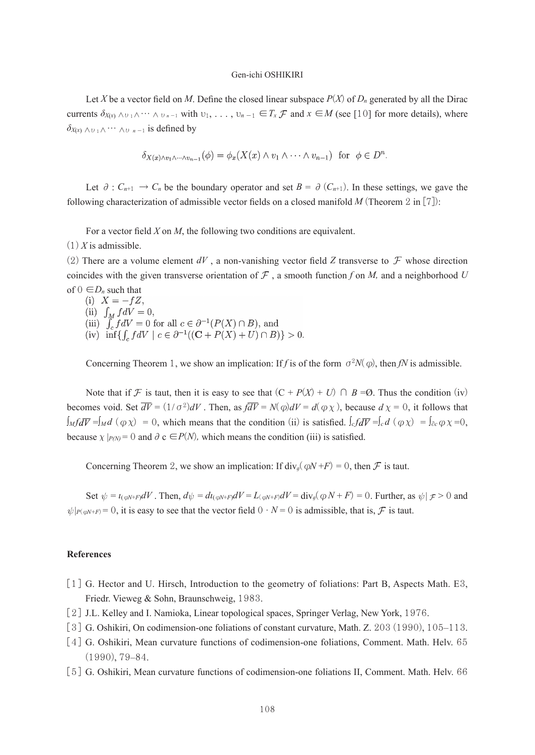Let $X$ be a vector field on $M$. Define the closed linear subspace $P(X)$ of $D_n$ generated by all the Dirac currents $\delta_{X(x)\wedge v_1\wedge\cdots\wedge v_{n-1}}$ with $v_1, \ldots, v_{n-1} \in T_x\mathcal{F}$ and $x \in M$ (see [10] for more details), where $\delta_{X(x)\wedge v_1\wedge\cdots\wedge v_{n-1}}$ is defined by

$$\delta_{X(x)\wedge v_1\wedge\cdots\wedge v_{n-1}}(\phi) = \phi_x(X(x)\wedge v_1\wedge\cdots\wedge v_{n-1}) \quad \text{for} \quad \phi \in D^n.$$

Let $\partial : C_{n+1} \to C_n$ be the boundary operator and set $B = \partial(C_{n+1})$. In these settings, we gave the following characterization of admissible vector fields on a closed manifold $M$ (Theorem 2 in [7]):

For a vector field $X$ on $M$, the following two conditions are equivalent.

(1) $X$ is admissible.

(2) There are a volume element $dV$, a non-vanishing vector field $Z$ transverse to $\mathcal{F}$ whose direction coincides with the given transverse orientation of $\mathcal{F}$, a smooth function $f$ on $M$, and a neighborhood $U$ of $0 \in D_n$ such that

(i) $X = -fZ$,

(ii) $\int_M f dV = 0$,

(iii) $\int_c f dV = 0$ for all $c \in \partial^{-1}(P(X) \cap B)$, and

(iv) $\inf\{\int_c f dV \mid c \in \partial^{-1}((\mathbf{C} + P(X) + U) \cap B)\} > 0$.

Concerning Theorem 1, we show an implication: If $f$ is of the form $\sigma^2 N(\varphi)$, then $fN$ is admissible.

Note that if $\mathcal{F}$ is taut, then it is easy to see that $(\mathrm{C} + P(X) + U) \cap B = \emptyset$. Thus the condition (iv) becomes void. Set $\overline{dV} = (1/\sigma^2)dV$. Then, as $f\overline{dV} = N(\varphi)dV = d(\varphi\chi)$, because $d\chi = 0$, it follows that $\int_M f\overline{dV} = \int_M d(\varphi\chi) = 0$, which means that the condition (ii) is satisfied. $\int_c f\overline{dV} = \int_c d(\varphi\chi) = \int_{\partial c}\varphi\chi = 0$, because $\chi|_{P(N)} = 0$ and $\partial c \in P(N)$, which means the condition (iii) is satisfied.

Concerning Theorem 2, we show an implication: If $\mathrm{div}_g(\varphi N + F) = 0$, then $\mathcal{F}$ is taut.

Set $\psi = \iota_{(\varphi N+F)}dV$. Then, $d\psi = d\iota_{(\varphi N+F)}dV = L_{(\varphi N+F)}dV = \mathrm{div}_g(\varphi N + F) = 0$. Further, as $\psi|_{\mathcal{F}} > 0$ and $\psi|_{P(\varphi N+F)} = 0$, it is easy to see that the vector field $0 \cdot N = 0$ is admissible, that is, $\mathcal{F}$ is taut.

## References

[1] G. Hector and U. Hirsch, Introduction to the geometry of foliations: Part B, Aspects Math. E3, Friedr. Vieweg & Sohn, Braunschweig, 1983.

[2] J.L. Kelley and I. Namioka, Linear topological spaces, Springer Verlag, New York, 1976.

[3] G. Oshikiri, On codimension-one foliations of constant curvature, Math. Z. 203 (1990), 105–113.

[4] G. Oshikiri, Mean curvature functions of codimension-one foliations, Comment. Math. Helv. 65 (1990), 79–84.

[5] G. Oshikiri, Mean curvature functions of codimension-one foliations II, Comment. Math. Helv. 66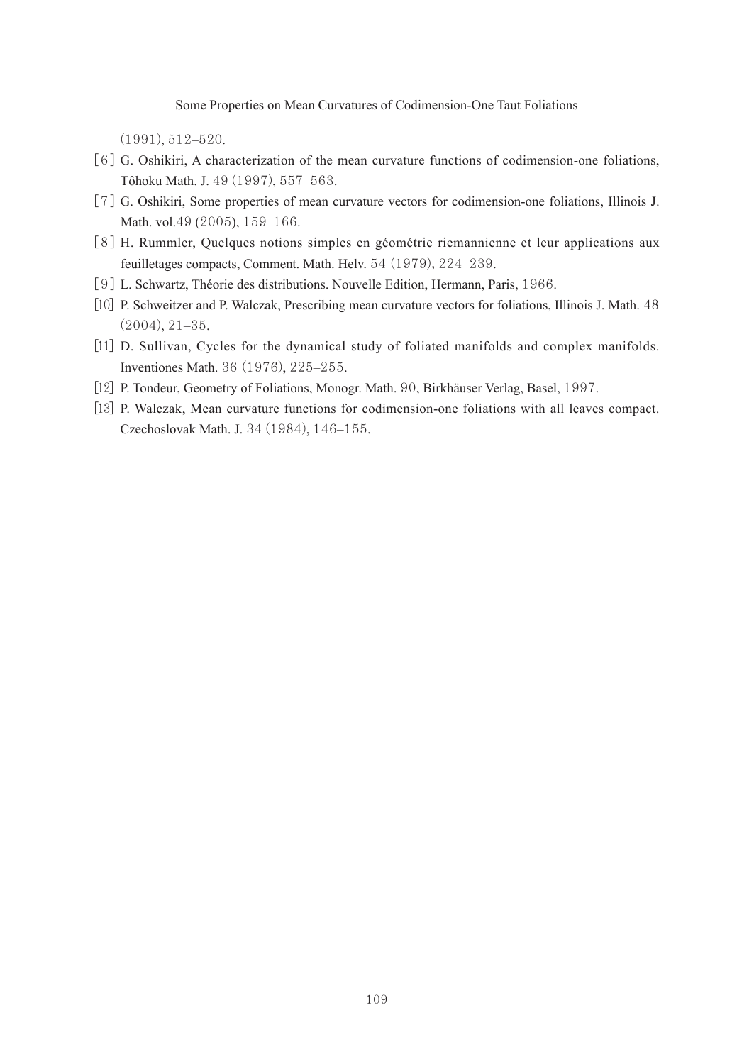(1991), 512–520.

[6] G. Oshikiri, A characterization of the mean curvature functions of codimension-one foliations, Tôhoku Math. J. 49 (1997), 557–563.

[7] G. Oshikiri, Some properties of mean curvature vectors for codimension-one foliations, Illinois J. Math. vol.49 (2005), 159–166.

[8] H. Rummler, Quelques notions simples en géométrie riemannienne et leur applications aux feuilletages compacts, Comment. Math. Helv. 54 (1979), 224–239.

[9] L. Schwartz, Théorie des distributions. Nouvelle Edition, Hermann, Paris, 1966.

[10] P. Schweitzer and P. Walczak, Prescribing mean curvature vectors for foliations, Illinois J. Math. 48 (2004), 21–35.

[11] D. Sullivan, Cycles for the dynamical study of foliated manifolds and complex manifolds. Inventiones Math. 36 (1976), 225–255.

[12] P. Tondeur, Geometry of Foliations, Monogr. Math. 90, Birkhäuser Verlag, Basel, 1997.

[13] P. Walczak, Mean curvature functions for codimension-one foliations with all leaves compact. Czechoslovak Math. J. 34 (1984), 146–155.